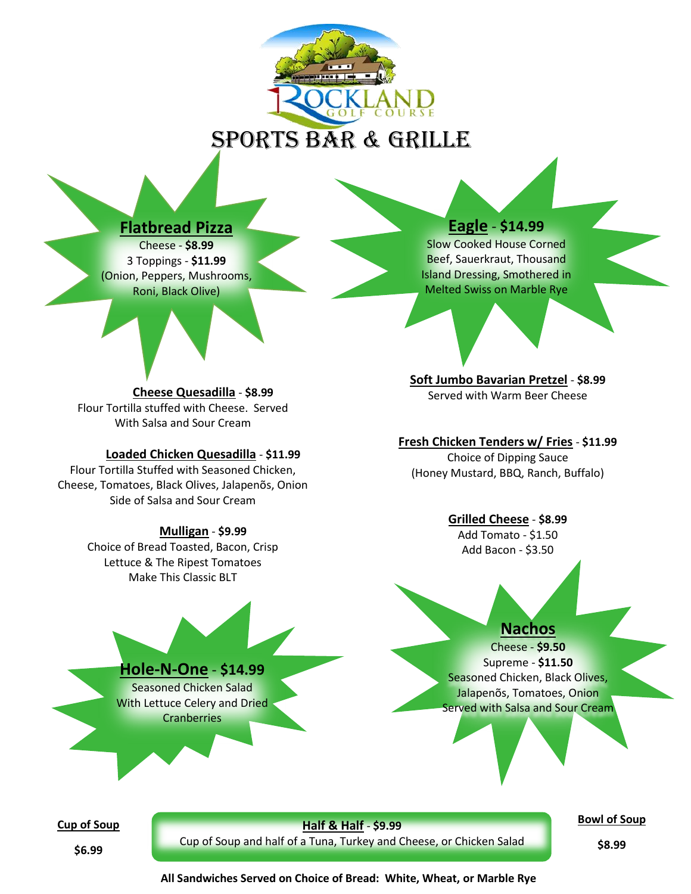# ROCKLAND GOLF COURSE

# SPORTS BAR & GRILLE

## Flatbread Pizza

Cheese - **$8.99**
3 Toppings - **$11.99**
(Onion, Peppers, Mushrooms, Roni, Black Olive)

## Eagle - $14.99

Slow Cooked House Corned Beef, Sauerkraut, Thousand Island Dressing, Smothered in Melted Swiss on Marble Rye

**Cheese Quesadilla** - **$8.99**
Flour Tortilla stuffed with Cheese. Served With Salsa and Sour Cream

**Loaded Chicken Quesadilla** - **$11.99**
Flour Tortilla Stuffed with Seasoned Chicken, Cheese, Tomatoes, Black Olives, Jalapeños, Onion Side of Salsa and Sour Cream

**Mulligan** - **$9.99**
Choice of Bread Toasted, Bacon, Crisp Lettuce & The Ripest Tomatoes Make This Classic BLT

**Soft Jumbo Bavarian Pretzel** - **$8.99**
Served with Warm Beer Cheese

**Fresh Chicken Tenders w/ Fries** - **$11.99**
Choice of Dipping Sauce
(Honey Mustard, BBQ, Ranch, Buffalo)

**Grilled Cheese** - **$8.99**
Add Tomato - $1.50
Add Bacon - $3.50

## Hole-N-One - $14.99

Seasoned Chicken Salad With Lettuce Celery and Dried Cranberries

## Nachos

Cheese - **$9.50**
Supreme - **$11.50**
Seasoned Chicken, Black Olives, Jalapeños, Tomatoes, Onion
Served with Salsa and Sour Cream

**Cup of Soup**
**$6.99**

**Half & Half** - **$9.99**
Cup of Soup and half of a Tuna, Turkey and Cheese, or Chicken Salad

**Bowl of Soup**
**$8.99**

**All Sandwiches Served on Choice of Bread: White, Wheat, or Marble Rye**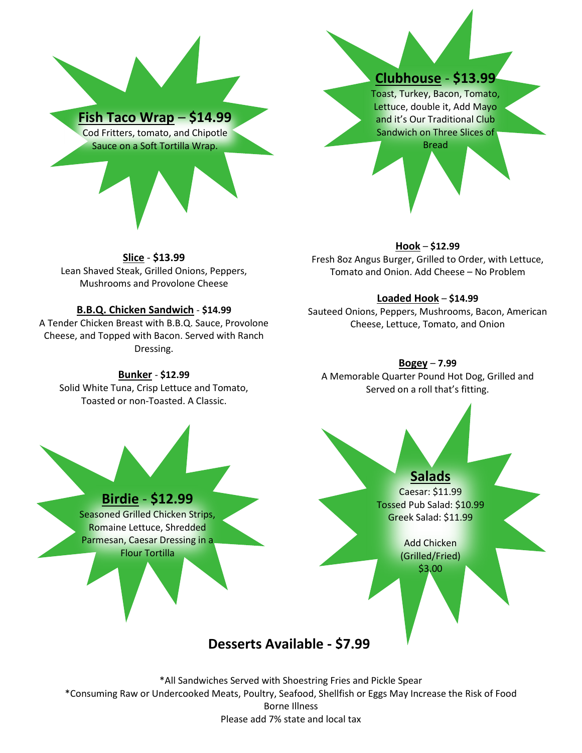**Fish Taco Wrap – $14.99**
Cod Fritters, tomato, and Chipotle Sauce on a Soft Tortilla Wrap.

**Clubhouse - $13.99**
Toast, Turkey, Bacon, Tomato, Lettuce, double it, Add Mayo and it's Our Traditional Club Sandwich on Three Slices of Bread

**Slice - $13.99**
Lean Shaved Steak, Grilled Onions, Peppers, Mushrooms and Provolone Cheese

**B.B.Q. Chicken Sandwich - $14.99**
A Tender Chicken Breast with B.B.Q. Sauce, Provolone Cheese, and Topped with Bacon. Served with Ranch Dressing.

**Bunker - $12.99**
Solid White Tuna, Crisp Lettuce and Tomato, Toasted or non-Toasted. A Classic.

**Hook – $12.99**
Fresh 8oz Angus Burger, Grilled to Order, with Lettuce, Tomato and Onion. Add Cheese – No Problem

**Loaded Hook – $14.99**
Sauteed Onions, Peppers, Mushrooms, Bacon, American Cheese, Lettuce, Tomato, and Onion

**Bogey – 7.99**
A Memorable Quarter Pound Hot Dog, Grilled and Served on a roll that's fitting.

**Birdie - $12.99**
Seasoned Grilled Chicken Strips, Romaine Lettuce, Shredded Parmesan, Caesar Dressing in a Flour Tortilla

**Salads**
Caesar: $11.99
Tossed Pub Salad: $10.99
Greek Salad: $11.99

Add Chicken (Grilled/Fried) $3.00

## Desserts Available - $7.99

*All Sandwiches Served with Shoestring Fries and Pickle Spear
*Consuming Raw or Undercooked Meats, Poultry, Seafood, Shellfish or Eggs May Increase the Risk of Food Borne Illness
Please add 7% state and local tax